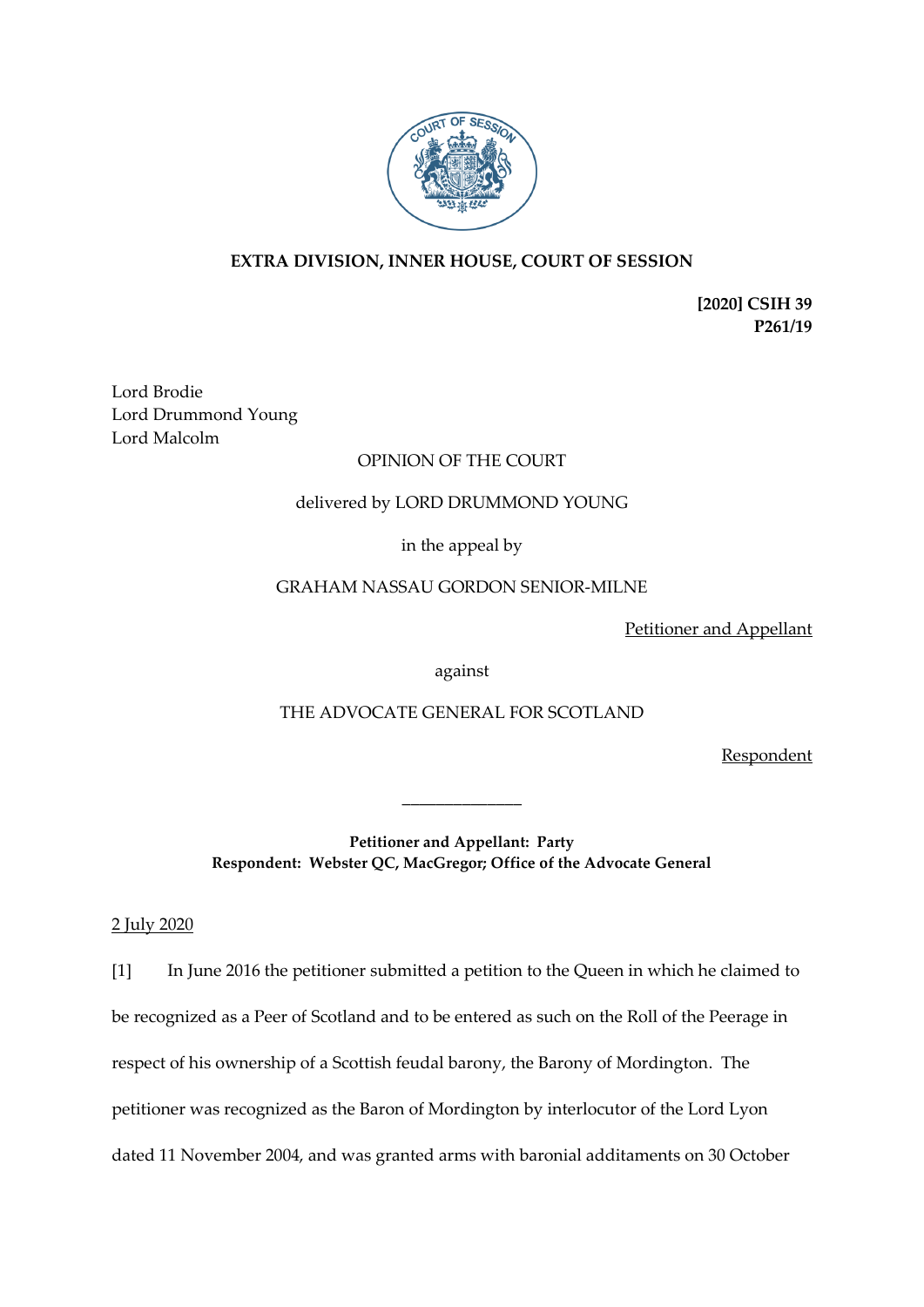**EXTRA DIVISION, INNER HOUSE, COURT OF SESSION**

**[2020] CSIH 39**
**P261/19**

Lord Brodie
Lord Drummond Young
Lord Malcolm

OPINION OF THE COURT

delivered by LORD DRUMMOND YOUNG

in the appeal by

GRAHAM NASSAU GORDON SENIOR-MILNE

Petitioner and Appellant

against

THE ADVOCATE GENERAL FOR SCOTLAND

Respondent

______________

**Petitioner and Appellant: Party**
**Respondent: Webster QC, MacGregor; Office of the Advocate General**

2 July 2020

[1] In June 2016 the petitioner submitted a petition to the Queen in which he claimed to be recognized as a Peer of Scotland and to be entered as such on the Roll of the Peerage in respect of his ownership of a Scottish feudal barony, the Barony of Mordington. The petitioner was recognized as the Baron of Mordington by interlocutor of the Lord Lyon dated 11 November 2004, and was granted arms with baronial additaments on 30 October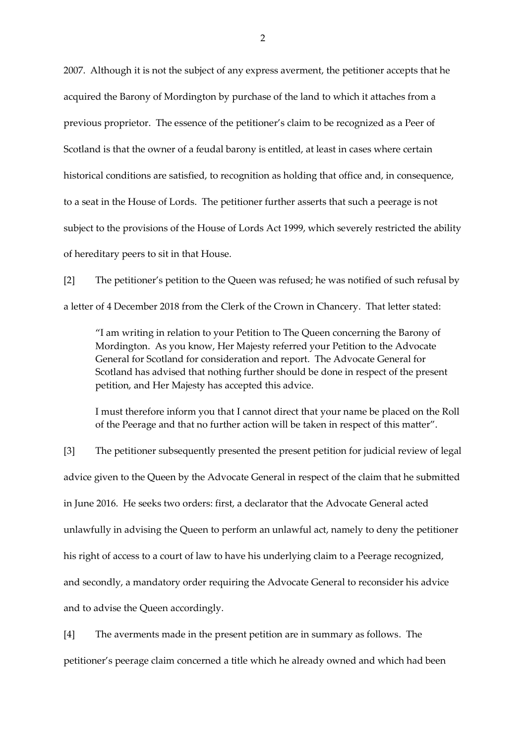2007. Although it is not the subject of any express averment, the petitioner accepts that he acquired the Barony of Mordington by purchase of the land to which it attaches from a previous proprietor. The essence of the petitioner's claim to be recognized as a Peer of Scotland is that the owner of a feudal barony is entitled, at least in cases where certain historical conditions are satisfied, to recognition as holding that office and, in consequence, to a seat in the House of Lords. The petitioner further asserts that such a peerage is not subject to the provisions of the House of Lords Act 1999, which severely restricted the ability of hereditary peers to sit in that House.

[2] The petitioner's petition to the Queen was refused; he was notified of such refusal by a letter of 4 December 2018 from the Clerk of the Crown in Chancery. That letter stated:

> "I am writing in relation to your Petition to The Queen concerning the Barony of Mordington. As you know, Her Majesty referred your Petition to the Advocate General for Scotland for consideration and report. The Advocate General for Scotland has advised that nothing further should be done in respect of the present petition, and Her Majesty has accepted this advice.
>
> I must therefore inform you that I cannot direct that your name be placed on the Roll of the Peerage and that no further action will be taken in respect of this matter".

[3] The petitioner subsequently presented the present petition for judicial review of legal advice given to the Queen by the Advocate General in respect of the claim that he submitted in June 2016. He seeks two orders: first, a declarator that the Advocate General acted unlawfully in advising the Queen to perform an unlawful act, namely to deny the petitioner his right of access to a court of law to have his underlying claim to a Peerage recognized, and secondly, a mandatory order requiring the Advocate General to reconsider his advice and to advise the Queen accordingly.

[4] The averments made in the present petition are in summary as follows. The petitioner's peerage claim concerned a title which he already owned and which had been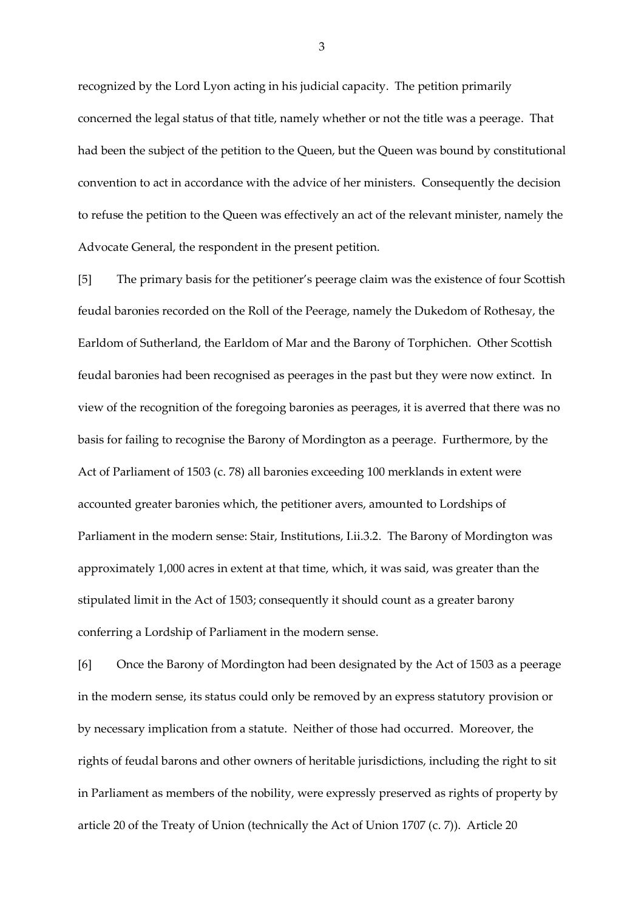recognized by the Lord Lyon acting in his judicial capacity. The petition primarily concerned the legal status of that title, namely whether or not the title was a peerage. That had been the subject of the petition to the Queen, but the Queen was bound by constitutional convention to act in accordance with the advice of her ministers. Consequently the decision to refuse the petition to the Queen was effectively an act of the relevant minister, namely the Advocate General, the respondent in the present petition.

[5] The primary basis for the petitioner's peerage claim was the existence of four Scottish feudal baronies recorded on the Roll of the Peerage, namely the Dukedom of Rothesay, the Earldom of Sutherland, the Earldom of Mar and the Barony of Torphichen. Other Scottish feudal baronies had been recognised as peerages in the past but they were now extinct. In view of the recognition of the foregoing baronies as peerages, it is averred that there was no basis for failing to recognise the Barony of Mordington as a peerage. Furthermore, by the Act of Parliament of 1503 (c. 78) all baronies exceeding 100 merklands in extent were accounted greater baronies which, the petitioner avers, amounted to Lordships of Parliament in the modern sense: Stair, Institutions, I.ii.3.2. The Barony of Mordington was approximately 1,000 acres in extent at that time, which, it was said, was greater than the stipulated limit in the Act of 1503; consequently it should count as a greater barony conferring a Lordship of Parliament in the modern sense.

[6] Once the Barony of Mordington had been designated by the Act of 1503 as a peerage in the modern sense, its status could only be removed by an express statutory provision or by necessary implication from a statute. Neither of those had occurred. Moreover, the rights of feudal barons and other owners of heritable jurisdictions, including the right to sit in Parliament as members of the nobility, were expressly preserved as rights of property by article 20 of the Treaty of Union (technically the Act of Union 1707 (c. 7)). Article 20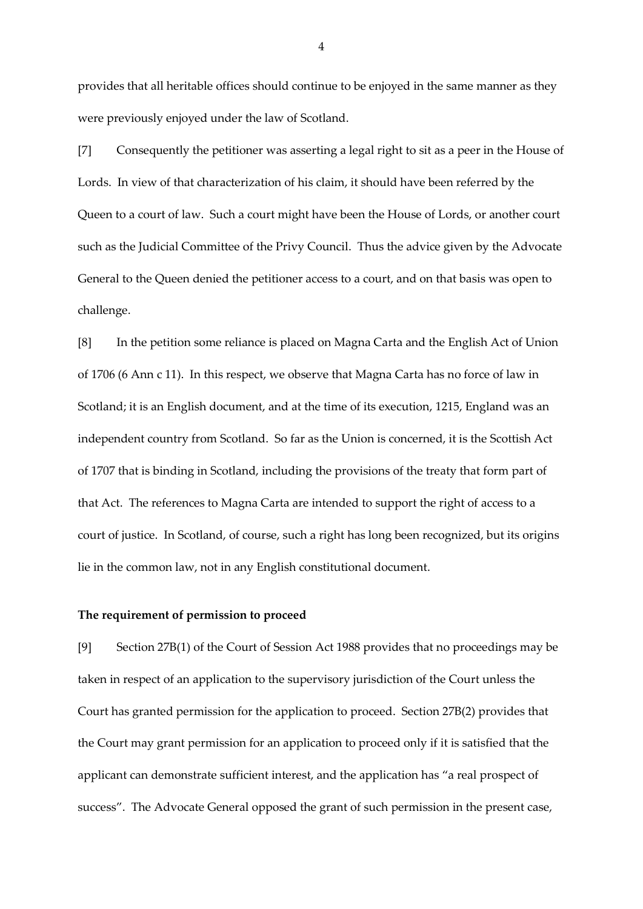provides that all heritable offices should continue to be enjoyed in the same manner as they were previously enjoyed under the law of Scotland.

[7] Consequently the petitioner was asserting a legal right to sit as a peer in the House of Lords. In view of that characterization of his claim, it should have been referred by the Queen to a court of law. Such a court might have been the House of Lords, or another court such as the Judicial Committee of the Privy Council. Thus the advice given by the Advocate General to the Queen denied the petitioner access to a court, and on that basis was open to challenge.

[8] In the petition some reliance is placed on Magna Carta and the English Act of Union of 1706 (6 Ann c 11). In this respect, we observe that Magna Carta has no force of law in Scotland; it is an English document, and at the time of its execution, 1215, England was an independent country from Scotland. So far as the Union is concerned, it is the Scottish Act of 1707 that is binding in Scotland, including the provisions of the treaty that form part of that Act. The references to Magna Carta are intended to support the right of access to a court of justice. In Scotland, of course, such a right has long been recognized, but its origins lie in the common law, not in any English constitutional document.

**The requirement of permission to proceed**

[9] Section 27B(1) of the Court of Session Act 1988 provides that no proceedings may be taken in respect of an application to the supervisory jurisdiction of the Court unless the Court has granted permission for the application to proceed. Section 27B(2) provides that the Court may grant permission for an application to proceed only if it is satisfied that the applicant can demonstrate sufficient interest, and the application has "a real prospect of success". The Advocate General opposed the grant of such permission in the present case,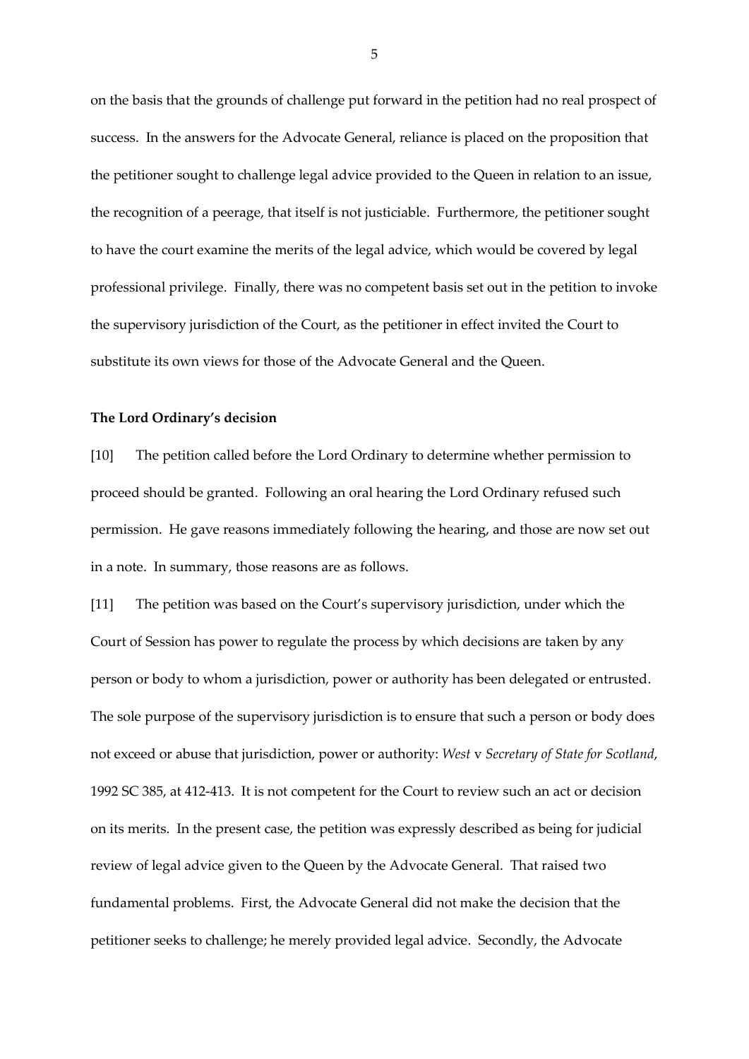on the basis that the grounds of challenge put forward in the petition had no real prospect of success. In the answers for the Advocate General, reliance is placed on the proposition that the petitioner sought to challenge legal advice provided to the Queen in relation to an issue, the recognition of a peerage, that itself is not justiciable. Furthermore, the petitioner sought to have the court examine the merits of the legal advice, which would be covered by legal professional privilege. Finally, there was no competent basis set out in the petition to invoke the supervisory jurisdiction of the Court, as the petitioner in effect invited the Court to substitute its own views for those of the Advocate General and the Queen.

**The Lord Ordinary's decision**

[10] The petition called before the Lord Ordinary to determine whether permission to proceed should be granted. Following an oral hearing the Lord Ordinary refused such permission. He gave reasons immediately following the hearing, and those are now set out in a note. In summary, those reasons are as follows.

[11] The petition was based on the Court's supervisory jurisdiction, under which the Court of Session has power to regulate the process by which decisions are taken by any person or body to whom a jurisdiction, power or authority has been delegated or entrusted. The sole purpose of the supervisory jurisdiction is to ensure that such a person or body does not exceed or abuse that jurisdiction, power or authority: *West* v *Secretary of State for Scotland*, 1992 SC 385, at 412-413. It is not competent for the Court to review such an act or decision on its merits. In the present case, the petition was expressly described as being for judicial review of legal advice given to the Queen by the Advocate General. That raised two fundamental problems. First, the Advocate General did not make the decision that the petitioner seeks to challenge; he merely provided legal advice. Secondly, the Advocate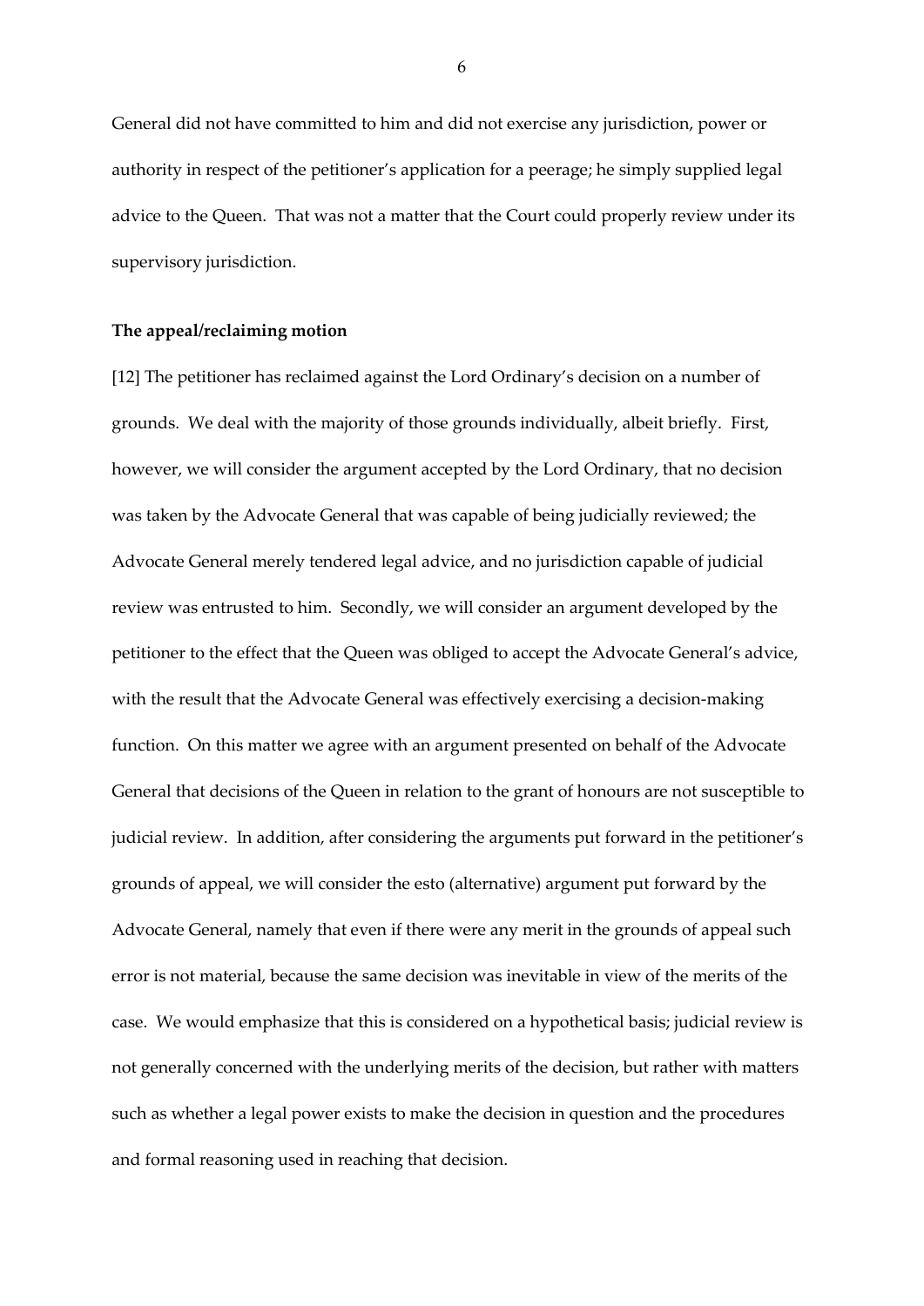General did not have committed to him and did not exercise any jurisdiction, power or authority in respect of the petitioner's application for a peerage; he simply supplied legal advice to the Queen. That was not a matter that the Court could properly review under its supervisory jurisdiction.

**The appeal/reclaiming motion**

[12] The petitioner has reclaimed against the Lord Ordinary's decision on a number of grounds. We deal with the majority of those grounds individually, albeit briefly. First, however, we will consider the argument accepted by the Lord Ordinary, that no decision was taken by the Advocate General that was capable of being judicially reviewed; the Advocate General merely tendered legal advice, and no jurisdiction capable of judicial review was entrusted to him. Secondly, we will consider an argument developed by the petitioner to the effect that the Queen was obliged to accept the Advocate General's advice, with the result that the Advocate General was effectively exercising a decision-making function. On this matter we agree with an argument presented on behalf of the Advocate General that decisions of the Queen in relation to the grant of honours are not susceptible to judicial review. In addition, after considering the arguments put forward in the petitioner's grounds of appeal, we will consider the esto (alternative) argument put forward by the Advocate General, namely that even if there were any merit in the grounds of appeal such error is not material, because the same decision was inevitable in view of the merits of the case. We would emphasize that this is considered on a hypothetical basis; judicial review is not generally concerned with the underlying merits of the decision, but rather with matters such as whether a legal power exists to make the decision in question and the procedures and formal reasoning used in reaching that decision.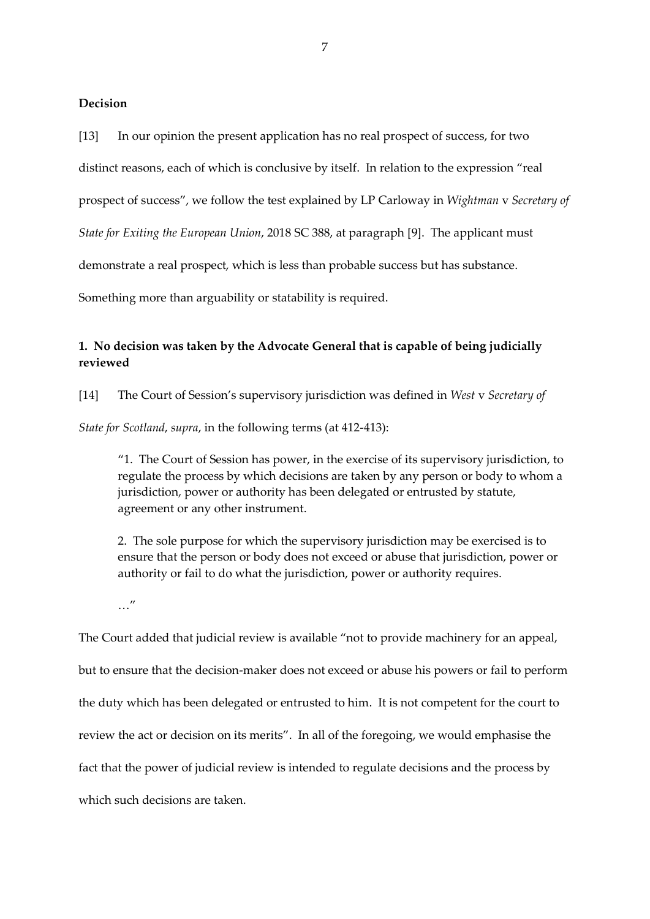**Decision**

[13] In our opinion the present application has no real prospect of success, for two distinct reasons, each of which is conclusive by itself. In relation to the expression "real prospect of success", we follow the test explained by LP Carloway in *Wightman* v *Secretary of State for Exiting the European Union*, 2018 SC 388, at paragraph [9]. The applicant must demonstrate a real prospect, which is less than probable success but has substance. Something more than arguability or statability is required.

**1. No decision was taken by the Advocate General that is capable of being judicially reviewed**

[14] The Court of Session's supervisory jurisdiction was defined in *West* v *Secretary of State for Scotland*, *supra*, in the following terms (at 412-413):

> "1. The Court of Session has power, in the exercise of its supervisory jurisdiction, to regulate the process by which decisions are taken by any person or body to whom a jurisdiction, power or authority has been delegated or entrusted by statute, agreement or any other instrument.
>
> 2. The sole purpose for which the supervisory jurisdiction may be exercised is to ensure that the person or body does not exceed or abuse that jurisdiction, power or authority or fail to do what the jurisdiction, power or authority requires.
>
> …"

The Court added that judicial review is available "not to provide machinery for an appeal, but to ensure that the decision-maker does not exceed or abuse his powers or fail to perform the duty which has been delegated or entrusted to him. It is not competent for the court to review the act or decision on its merits". In all of the foregoing, we would emphasise the fact that the power of judicial review is intended to regulate decisions and the process by which such decisions are taken.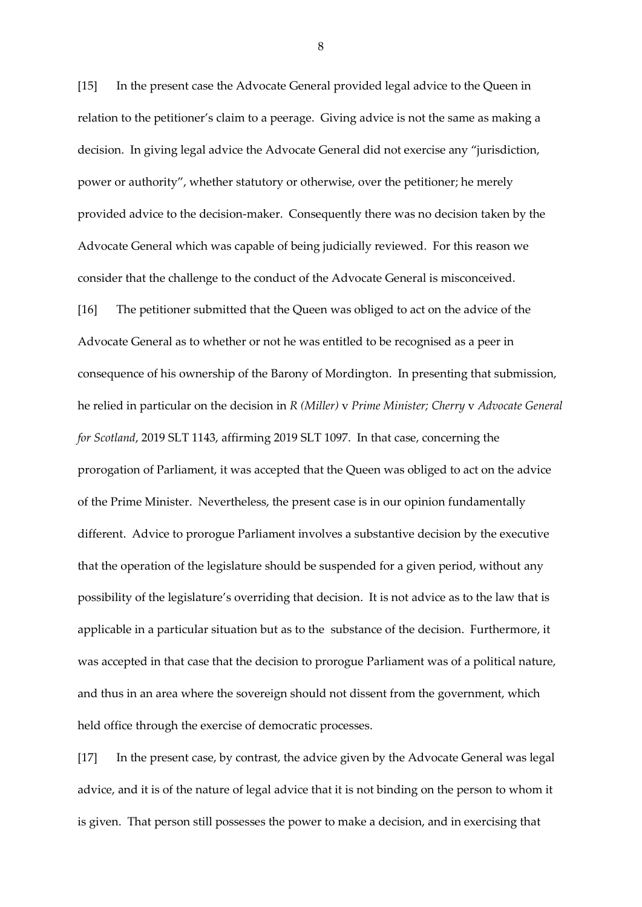[15] In the present case the Advocate General provided legal advice to the Queen in relation to the petitioner's claim to a peerage. Giving advice is not the same as making a decision. In giving legal advice the Advocate General did not exercise any "jurisdiction, power or authority", whether statutory or otherwise, over the petitioner; he merely provided advice to the decision-maker. Consequently there was no decision taken by the Advocate General which was capable of being judicially reviewed. For this reason we consider that the challenge to the conduct of the Advocate General is misconceived.

[16] The petitioner submitted that the Queen was obliged to act on the advice of the Advocate General as to whether or not he was entitled to be recognised as a peer in consequence of his ownership of the Barony of Mordington. In presenting that submission, he relied in particular on the decision in *R (Miller)* v *Prime Minister; Cherry* v *Advocate General for Scotland*, 2019 SLT 1143, affirming 2019 SLT 1097. In that case, concerning the prorogation of Parliament, it was accepted that the Queen was obliged to act on the advice of the Prime Minister. Nevertheless, the present case is in our opinion fundamentally different. Advice to prorogue Parliament involves a substantive decision by the executive that the operation of the legislature should be suspended for a given period, without any possibility of the legislature's overriding that decision. It is not advice as to the law that is applicable in a particular situation but as to the substance of the decision. Furthermore, it was accepted in that case that the decision to prorogue Parliament was of a political nature, and thus in an area where the sovereign should not dissent from the government, which held office through the exercise of democratic processes.

[17] In the present case, by contrast, the advice given by the Advocate General was legal advice, and it is of the nature of legal advice that it is not binding on the person to whom it is given. That person still possesses the power to make a decision, and in exercising that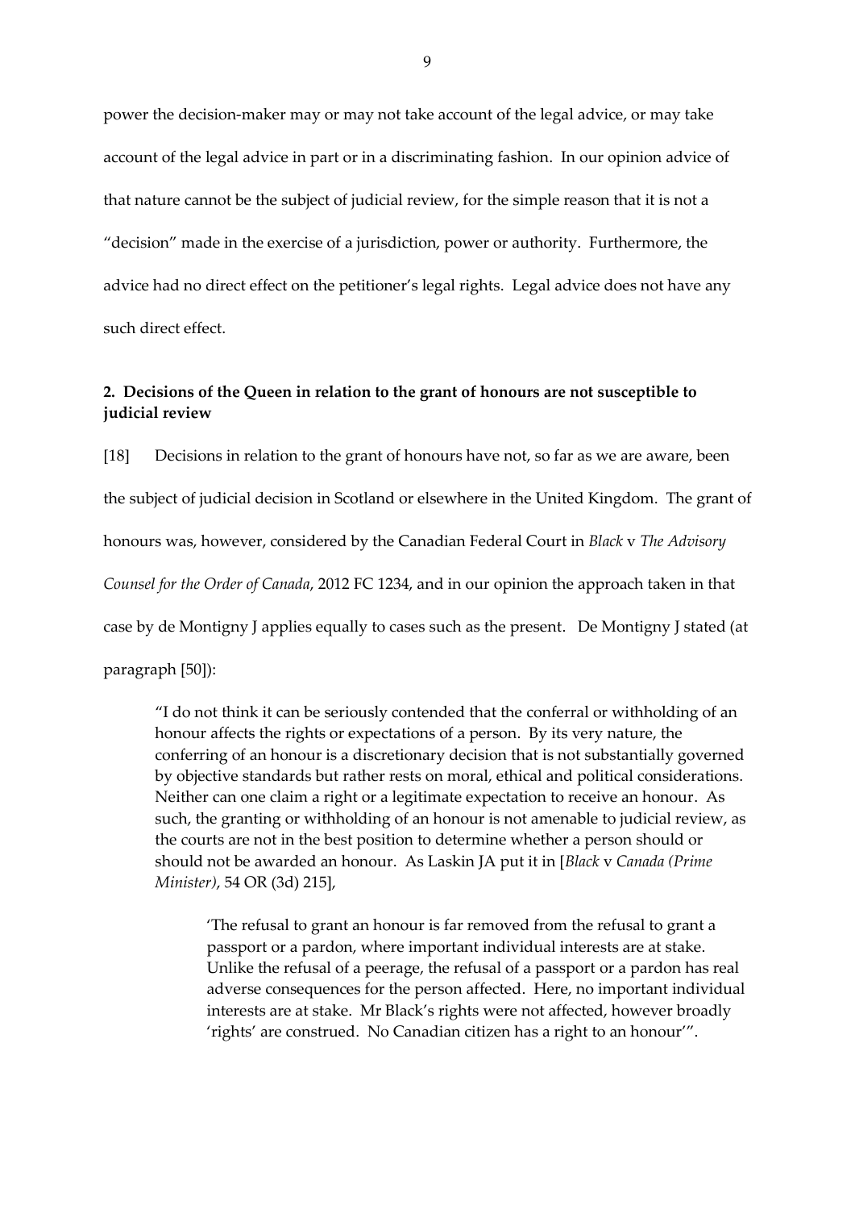power the decision-maker may or may not take account of the legal advice, or may take account of the legal advice in part or in a discriminating fashion. In our opinion advice of that nature cannot be the subject of judicial review, for the simple reason that it is not a "decision" made in the exercise of a jurisdiction, power or authority. Furthermore, the advice had no direct effect on the petitioner's legal rights. Legal advice does not have any such direct effect.

**2. Decisions of the Queen in relation to the grant of honours are not susceptible to judicial review**

[18] Decisions in relation to the grant of honours have not, so far as we are aware, been the subject of judicial decision in Scotland or elsewhere in the United Kingdom. The grant of honours was, however, considered by the Canadian Federal Court in *Black* v *The Advisory Counsel for the Order of Canada*, 2012 FC 1234, and in our opinion the approach taken in that case by de Montigny J applies equally to cases such as the present. De Montigny J stated (at paragraph [50]):

> "I do not think it can be seriously contended that the conferral or withholding of an honour affects the rights or expectations of a person. By its very nature, the conferring of an honour is a discretionary decision that is not substantially governed by objective standards but rather rests on moral, ethical and political considerations. Neither can one claim a right or a legitimate expectation to receive an honour. As such, the granting or withholding of an honour is not amenable to judicial review, as the courts are not in the best position to determine whether a person should or should not be awarded an honour. As Laskin JA put it in [*Black* v *Canada (Prime Minister)*, 54 OR (3d) 215],
>
> > 'The refusal to grant an honour is far removed from the refusal to grant a passport or a pardon, where important individual interests are at stake. Unlike the refusal of a peerage, the refusal of a passport or a pardon has real adverse consequences for the person affected. Here, no important individual interests are at stake. Mr Black's rights were not affected, however broadly 'rights' are construed. No Canadian citizen has a right to an honour'".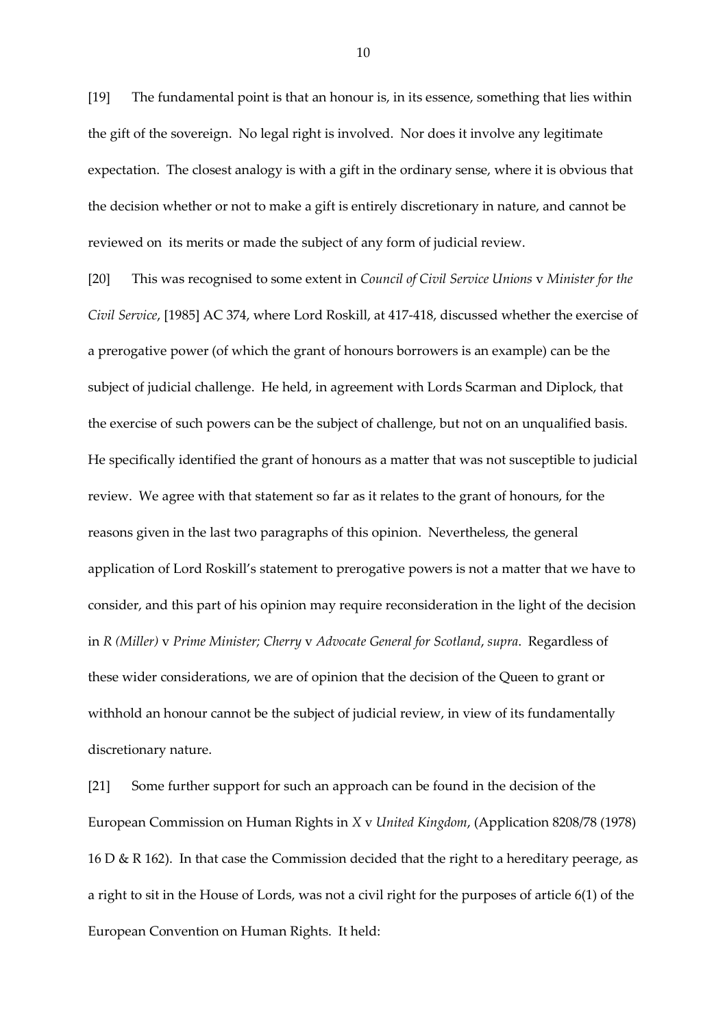[19] The fundamental point is that an honour is, in its essence, something that lies within the gift of the sovereign. No legal right is involved. Nor does it involve any legitimate expectation. The closest analogy is with a gift in the ordinary sense, where it is obvious that the decision whether or not to make a gift is entirely discretionary in nature, and cannot be reviewed on its merits or made the subject of any form of judicial review.

[20] This was recognised to some extent in *Council of Civil Service Unions* v *Minister for the Civil Service*, [1985] AC 374, where Lord Roskill, at 417-418, discussed whether the exercise of a prerogative power (of which the grant of honours borrowers is an example) can be the subject of judicial challenge. He held, in agreement with Lords Scarman and Diplock, that the exercise of such powers can be the subject of challenge, but not on an unqualified basis. He specifically identified the grant of honours as a matter that was not susceptible to judicial review. We agree with that statement so far as it relates to the grant of honours, for the reasons given in the last two paragraphs of this opinion. Nevertheless, the general application of Lord Roskill's statement to prerogative powers is not a matter that we have to consider, and this part of his opinion may require reconsideration in the light of the decision in *R (Miller)* v *Prime Minister; Cherry* v *Advocate General for Scotland*, *supra*. Regardless of these wider considerations, we are of opinion that the decision of the Queen to grant or withhold an honour cannot be the subject of judicial review, in view of its fundamentally discretionary nature.

[21] Some further support for such an approach can be found in the decision of the European Commission on Human Rights in *X* v *United Kingdom*, (Application 8208/78 (1978) 16 D & R 162). In that case the Commission decided that the right to a hereditary peerage, as a right to sit in the House of Lords, was not a civil right for the purposes of article 6(1) of the European Convention on Human Rights. It held: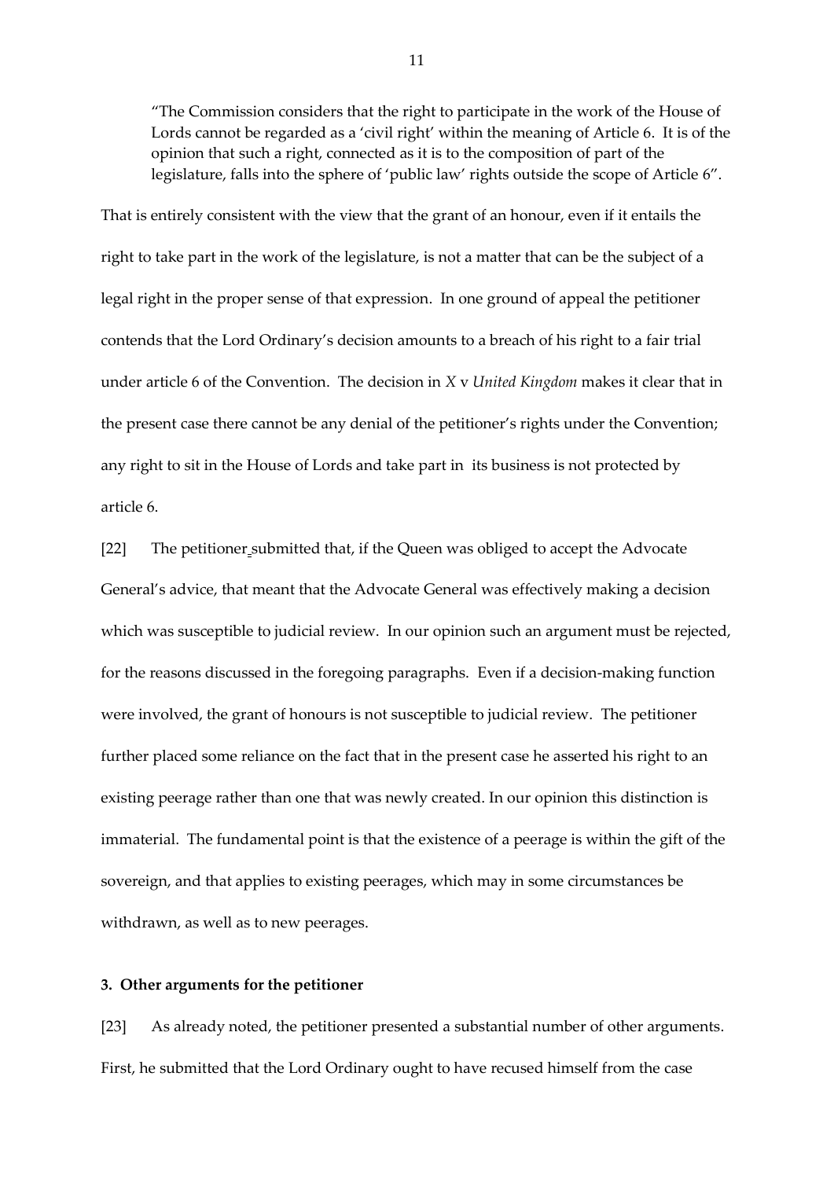> "The Commission considers that the right to participate in the work of the House of Lords cannot be regarded as a 'civil right' within the meaning of Article 6. It is of the opinion that such a right, connected as it is to the composition of part of the legislature, falls into the sphere of 'public law' rights outside the scope of Article 6".

That is entirely consistent with the view that the grant of an honour, even if it entails the right to take part in the work of the legislature, is not a matter that can be the subject of a legal right in the proper sense of that expression. In one ground of appeal the petitioner contends that the Lord Ordinary's decision amounts to a breach of his right to a fair trial under article 6 of the Convention. The decision in *X* v *United Kingdom* makes it clear that in the present case there cannot be any denial of the petitioner's rights under the Convention; any right to sit in the House of Lords and take part in its business is not protected by article 6.

[22] The petitioner submitted that, if the Queen was obliged to accept the Advocate General's advice, that meant that the Advocate General was effectively making a decision which was susceptible to judicial review. In our opinion such an argument must be rejected, for the reasons discussed in the foregoing paragraphs. Even if a decision-making function were involved, the grant of honours is not susceptible to judicial review. The petitioner further placed some reliance on the fact that in the present case he asserted his right to an existing peerage rather than one that was newly created. In our opinion this distinction is immaterial. The fundamental point is that the existence of a peerage is within the gift of the sovereign, and that applies to existing peerages, which may in some circumstances be withdrawn, as well as to new peerages.

**3. Other arguments for the petitioner**

[23] As already noted, the petitioner presented a substantial number of other arguments. First, he submitted that the Lord Ordinary ought to have recused himself from the case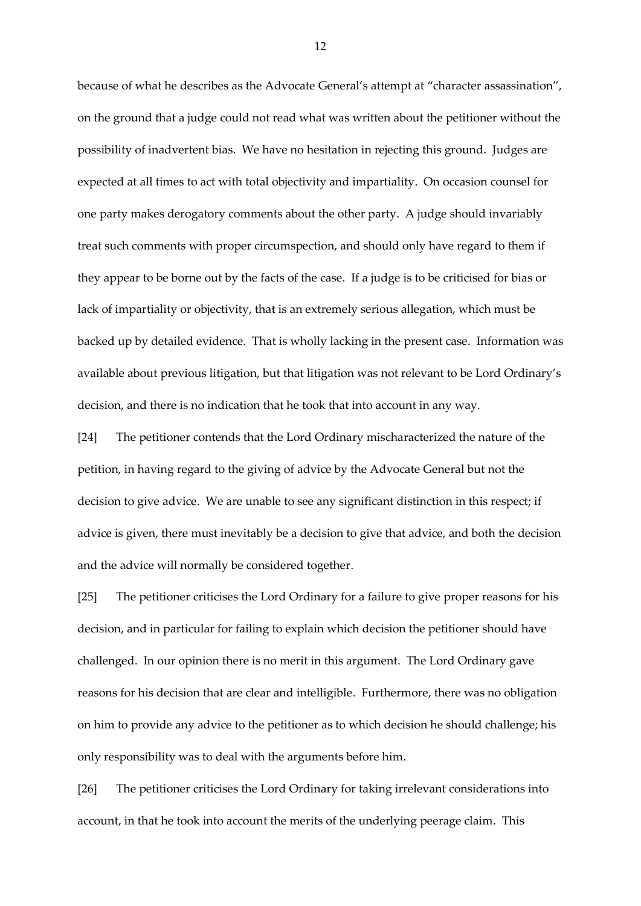because of what he describes as the Advocate General's attempt at "character assassination", on the ground that a judge could not read what was written about the petitioner without the possibility of inadvertent bias. We have no hesitation in rejecting this ground. Judges are expected at all times to act with total objectivity and impartiality. On occasion counsel for one party makes derogatory comments about the other party. A judge should invariably treat such comments with proper circumspection, and should only have regard to them if they appear to be borne out by the facts of the case. If a judge is to be criticised for bias or lack of impartiality or objectivity, that is an extremely serious allegation, which must be backed up by detailed evidence. That is wholly lacking in the present case. Information was available about previous litigation, but that litigation was not relevant to be Lord Ordinary's decision, and there is no indication that he took that into account in any way.

[24] The petitioner contends that the Lord Ordinary mischaracterized the nature of the petition, in having regard to the giving of advice by the Advocate General but not the decision to give advice. We are unable to see any significant distinction in this respect; if advice is given, there must inevitably be a decision to give that advice, and both the decision and the advice will normally be considered together.

[25] The petitioner criticises the Lord Ordinary for a failure to give proper reasons for his decision, and in particular for failing to explain which decision the petitioner should have challenged. In our opinion there is no merit in this argument. The Lord Ordinary gave reasons for his decision that are clear and intelligible. Furthermore, there was no obligation on him to provide any advice to the petitioner as to which decision he should challenge; his only responsibility was to deal with the arguments before him.

[26] The petitioner criticises the Lord Ordinary for taking irrelevant considerations into account, in that he took into account the merits of the underlying peerage claim. This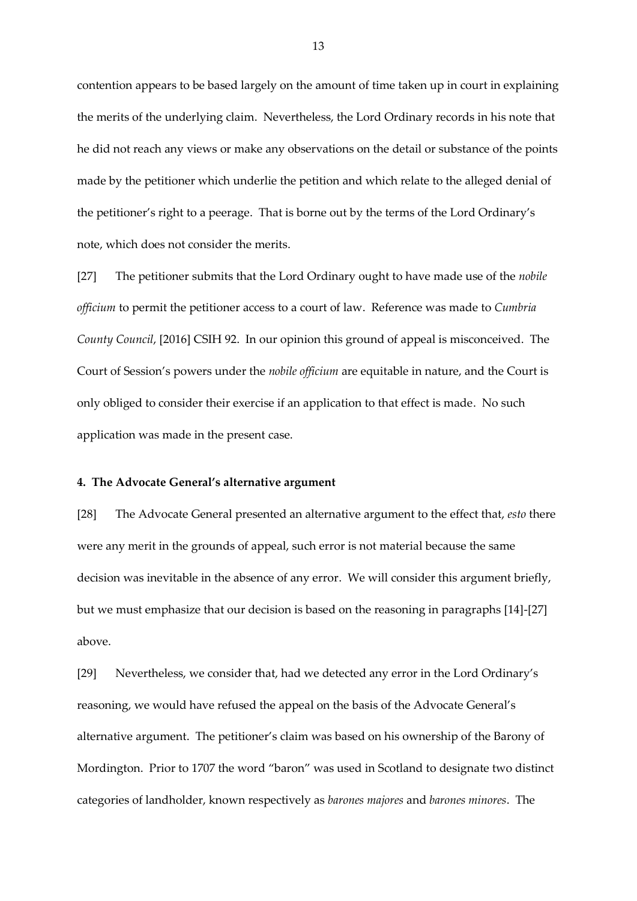contention appears to be based largely on the amount of time taken up in court in explaining the merits of the underlying claim. Nevertheless, the Lord Ordinary records in his note that he did not reach any views or make any observations on the detail or substance of the points made by the petitioner which underlie the petition and which relate to the alleged denial of the petitioner's right to a peerage. That is borne out by the terms of the Lord Ordinary's note, which does not consider the merits.

[27] The petitioner submits that the Lord Ordinary ought to have made use of the *nobile officium* to permit the petitioner access to a court of law. Reference was made to *Cumbria County Council*, [2016] CSIH 92. In our opinion this ground of appeal is misconceived. The Court of Session's powers under the *nobile officium* are equitable in nature, and the Court is only obliged to consider their exercise if an application to that effect is made. No such application was made in the present case.

### 4. The Advocate General's alternative argument

[28] The Advocate General presented an alternative argument to the effect that, *esto* there were any merit in the grounds of appeal, such error is not material because the same decision was inevitable in the absence of any error. We will consider this argument briefly, but we must emphasize that our decision is based on the reasoning in paragraphs [14]-[27] above.

[29] Nevertheless, we consider that, had we detected any error in the Lord Ordinary's reasoning, we would have refused the appeal on the basis of the Advocate General's alternative argument. The petitioner's claim was based on his ownership of the Barony of Mordington. Prior to 1707 the word "baron" was used in Scotland to designate two distinct categories of landholder, known respectively as *barones majores* and *barones minores*. The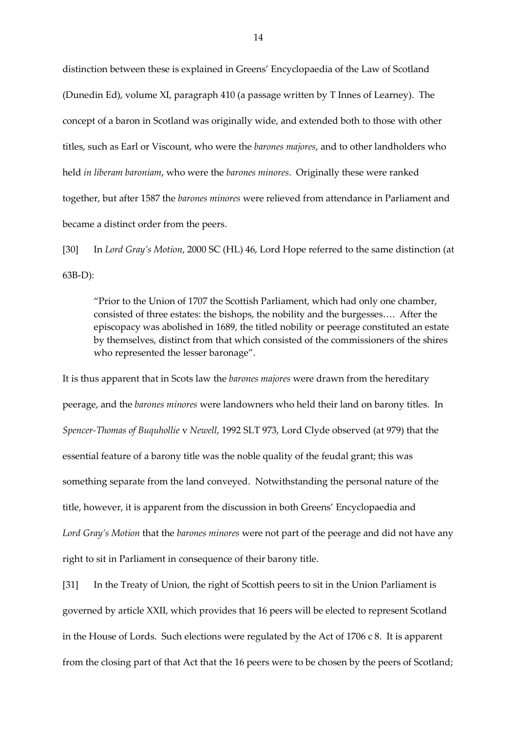distinction between these is explained in Greens' Encyclopaedia of the Law of Scotland (Dunedin Ed), volume XI, paragraph 410 (a passage written by T Innes of Learney). The concept of a baron in Scotland was originally wide, and extended both to those with other titles, such as Earl or Viscount, who were the *barones majores*, and to other landholders who held *in liberam baroniam*, who were the *barones minores*. Originally these were ranked together, but after 1587 the *barones minores* were relieved from attendance in Parliament and became a distinct order from the peers.

[30] In *Lord Gray's Motion*, 2000 SC (HL) 46, Lord Hope referred to the same distinction (at 63B-D):

> "Prior to the Union of 1707 the Scottish Parliament, which had only one chamber, consisted of three estates: the bishops, the nobility and the burgesses…. After the episcopacy was abolished in 1689, the titled nobility or peerage constituted an estate by themselves, distinct from that which consisted of the commissioners of the shires who represented the lesser baronage".

It is thus apparent that in Scots law the *barones majores* were drawn from the hereditary peerage, and the *barones minores* were landowners who held their land on barony titles. In *Spencer-Thomas of Buquhollie* v *Newell*, 1992 SLT 973, Lord Clyde observed (at 979) that the essential feature of a barony title was the noble quality of the feudal grant; this was something separate from the land conveyed. Notwithstanding the personal nature of the title, however, it is apparent from the discussion in both Greens' Encyclopaedia and *Lord Gray's Motion* that the *barones minores* were not part of the peerage and did not have any right to sit in Parliament in consequence of their barony title.

[31] In the Treaty of Union, the right of Scottish peers to sit in the Union Parliament is governed by article XXII, which provides that 16 peers will be elected to represent Scotland in the House of Lords. Such elections were regulated by the Act of 1706 c 8. It is apparent from the closing part of that Act that the 16 peers were to be chosen by the peers of Scotland;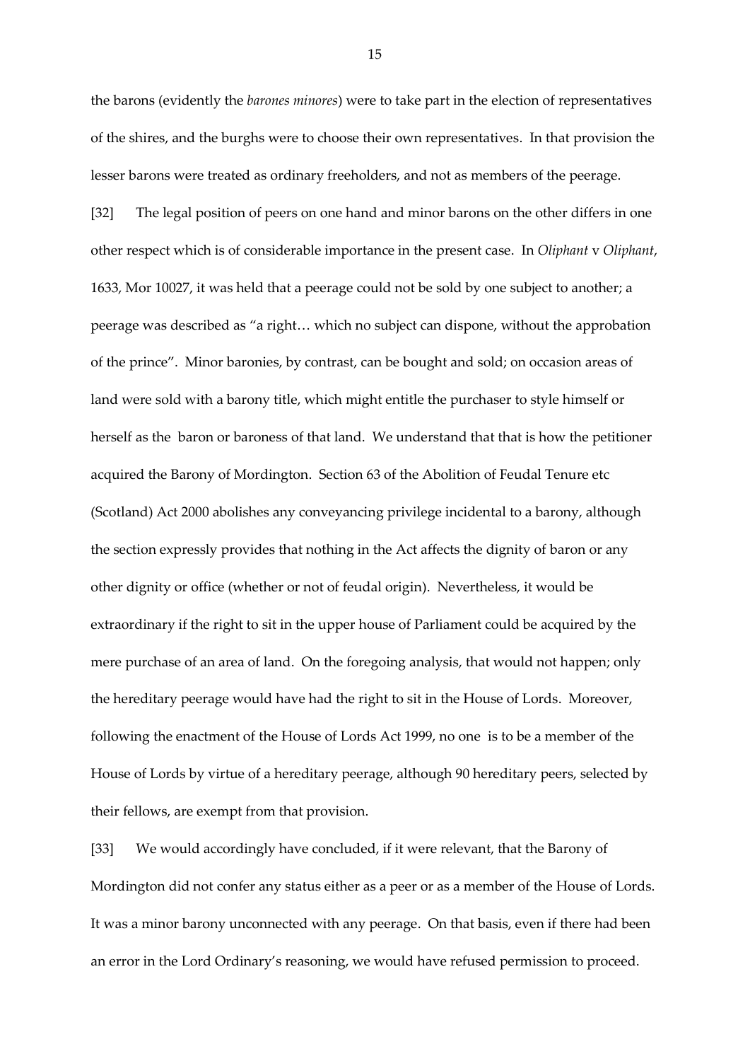the barons (evidently the *barones minores*) were to take part in the election of representatives of the shires, and the burghs were to choose their own representatives. In that provision the lesser barons were treated as ordinary freeholders, and not as members of the peerage.

[32] The legal position of peers on one hand and minor barons on the other differs in one other respect which is of considerable importance in the present case. In *Oliphant* v *Oliphant*, 1633, Mor 10027, it was held that a peerage could not be sold by one subject to another; a peerage was described as "a right… which no subject can dispone, without the approbation of the prince". Minor baronies, by contrast, can be bought and sold; on occasion areas of land were sold with a barony title, which might entitle the purchaser to style himself or herself as the baron or baroness of that land. We understand that that is how the petitioner acquired the Barony of Mordington. Section 63 of the Abolition of Feudal Tenure etc (Scotland) Act 2000 abolishes any conveyancing privilege incidental to a barony, although the section expressly provides that nothing in the Act affects the dignity of baron or any other dignity or office (whether or not of feudal origin). Nevertheless, it would be extraordinary if the right to sit in the upper house of Parliament could be acquired by the mere purchase of an area of land. On the foregoing analysis, that would not happen; only the hereditary peerage would have had the right to sit in the House of Lords. Moreover, following the enactment of the House of Lords Act 1999, no one is to be a member of the House of Lords by virtue of a hereditary peerage, although 90 hereditary peers, selected by their fellows, are exempt from that provision.

[33] We would accordingly have concluded, if it were relevant, that the Barony of Mordington did not confer any status either as a peer or as a member of the House of Lords. It was a minor barony unconnected with any peerage. On that basis, even if there had been an error in the Lord Ordinary's reasoning, we would have refused permission to proceed.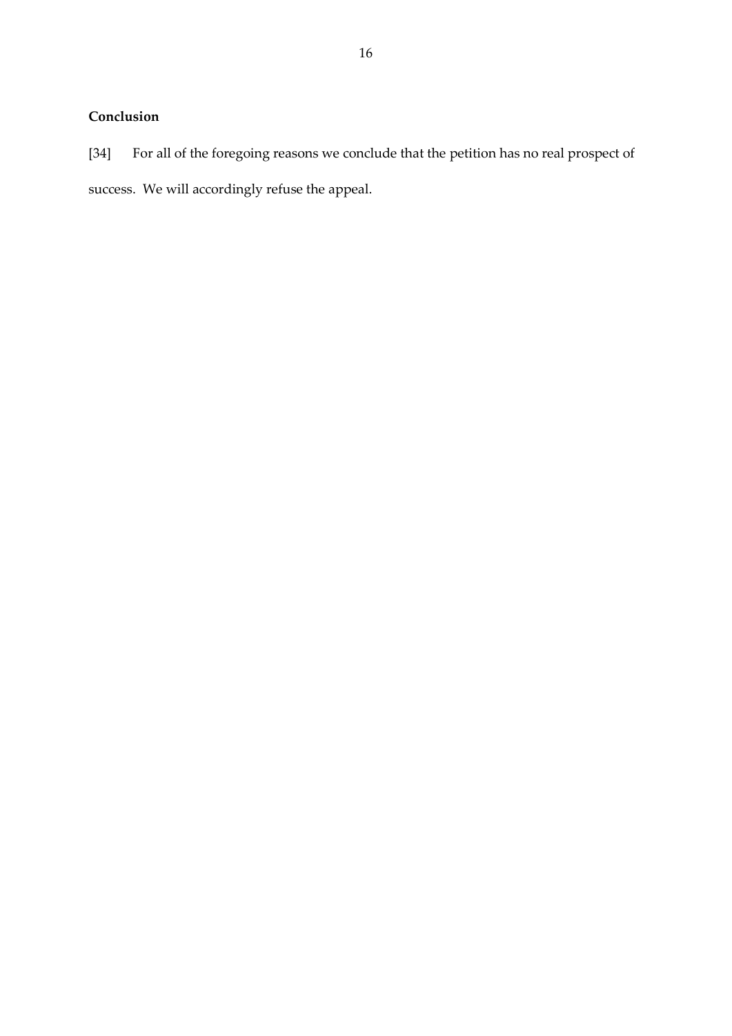## Conclusion

[34] For all of the foregoing reasons we conclude that the petition has no real prospect of success. We will accordingly refuse the appeal.